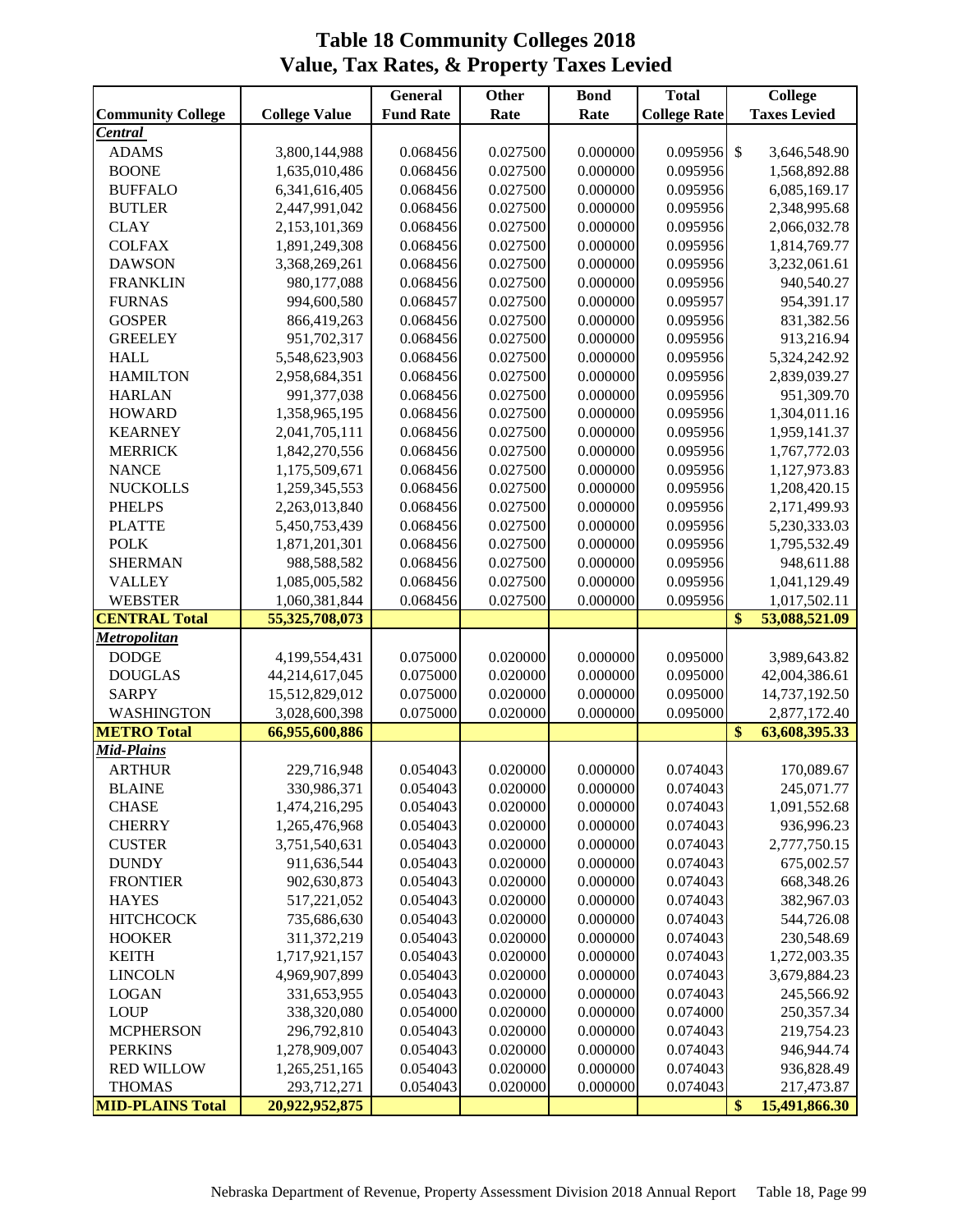# Table 18 Community Colleges 2018
## Value, Tax Rates, & Property Taxes Levied

| Community College | College Value | General Fund Rate | Other Rate | Bond Rate | Total College Rate | College Taxes Levied |
|---|---|---|---|---|---|---|
| ***Central*** | | | | | | |
| ADAMS | 3,800,144,988 | 0.068456 | 0.027500 | 0.000000 | 0.095956 | $ 3,646,548.90 |
| BOONE | 1,635,010,486 | 0.068456 | 0.027500 | 0.000000 | 0.095956 | 1,568,892.88 |
| BUFFALO | 6,341,616,405 | 0.068456 | 0.027500 | 0.000000 | 0.095956 | 6,085,169.17 |
| BUTLER | 2,447,991,042 | 0.068456 | 0.027500 | 0.000000 | 0.095956 | 2,348,995.68 |
| CLAY | 2,153,101,369 | 0.068456 | 0.027500 | 0.000000 | 0.095956 | 2,066,032.78 |
| COLFAX | 1,891,249,308 | 0.068456 | 0.027500 | 0.000000 | 0.095956 | 1,814,769.77 |
| DAWSON | 3,368,269,261 | 0.068456 | 0.027500 | 0.000000 | 0.095956 | 3,232,061.61 |
| FRANKLIN | 980,177,088 | 0.068456 | 0.027500 | 0.000000 | 0.095956 | 940,540.27 |
| FURNAS | 994,600,580 | 0.068457 | 0.027500 | 0.000000 | 0.095957 | 954,391.17 |
| GOSPER | 866,419,263 | 0.068456 | 0.027500 | 0.000000 | 0.095956 | 831,382.56 |
| GREELEY | 951,702,317 | 0.068456 | 0.027500 | 0.000000 | 0.095956 | 913,216.94 |
| HALL | 5,548,623,903 | 0.068456 | 0.027500 | 0.000000 | 0.095956 | 5,324,242.92 |
| HAMILTON | 2,958,684,351 | 0.068456 | 0.027500 | 0.000000 | 0.095956 | 2,839,039.27 |
| HARLAN | 991,377,038 | 0.068456 | 0.027500 | 0.000000 | 0.095956 | 951,309.70 |
| HOWARD | 1,358,965,195 | 0.068456 | 0.027500 | 0.000000 | 0.095956 | 1,304,011.16 |
| KEARNEY | 2,041,705,111 | 0.068456 | 0.027500 | 0.000000 | 0.095956 | 1,959,141.37 |
| MERRICK | 1,842,270,556 | 0.068456 | 0.027500 | 0.000000 | 0.095956 | 1,767,772.03 |
| NANCE | 1,175,509,671 | 0.068456 | 0.027500 | 0.000000 | 0.095956 | 1,127,973.83 |
| NUCKOLLS | 1,259,345,553 | 0.068456 | 0.027500 | 0.000000 | 0.095956 | 1,208,420.15 |
| PHELPS | 2,263,013,840 | 0.068456 | 0.027500 | 0.000000 | 0.095956 | 2,171,499.93 |
| PLATTE | 5,450,753,439 | 0.068456 | 0.027500 | 0.000000 | 0.095956 | 5,230,333.03 |
| POLK | 1,871,201,301 | 0.068456 | 0.027500 | 0.000000 | 0.095956 | 1,795,532.49 |
| SHERMAN | 988,588,582 | 0.068456 | 0.027500 | 0.000000 | 0.095956 | 948,611.88 |
| VALLEY | 1,085,005,582 | 0.068456 | 0.027500 | 0.000000 | 0.095956 | 1,041,129.49 |
| WEBSTER | 1,060,381,844 | 0.068456 | 0.027500 | 0.000000 | 0.095956 | 1,017,502.11 |
| **CENTRAL Total** | **55,325,708,073** | | | | | **$ 53,088,521.09** |
| ***Metropolitan*** | | | | | | |
| DODGE | 4,199,554,431 | 0.075000 | 0.020000 | 0.000000 | 0.095000 | 3,989,643.82 |
| DOUGLAS | 44,214,617,045 | 0.075000 | 0.020000 | 0.000000 | 0.095000 | 42,004,386.61 |
| SARPY | 15,512,829,012 | 0.075000 | 0.020000 | 0.000000 | 0.095000 | 14,737,192.50 |
| WASHINGTON | 3,028,600,398 | 0.075000 | 0.020000 | 0.000000 | 0.095000 | 2,877,172.40 |
| **METRO Total** | **66,955,600,886** | | | | | **$ 63,608,395.33** |
| ***Mid-Plains*** | | | | | | |
| ARTHUR | 229,716,948 | 0.054043 | 0.020000 | 0.000000 | 0.074043 | 170,089.67 |
| BLAINE | 330,986,371 | 0.054043 | 0.020000 | 0.000000 | 0.074043 | 245,071.77 |
| CHASE | 1,474,216,295 | 0.054043 | 0.020000 | 0.000000 | 0.074043 | 1,091,552.68 |
| CHERRY | 1,265,476,968 | 0.054043 | 0.020000 | 0.000000 | 0.074043 | 936,996.23 |
| CUSTER | 3,751,540,631 | 0.054043 | 0.020000 | 0.000000 | 0.074043 | 2,777,750.15 |
| DUNDY | 911,636,544 | 0.054043 | 0.020000 | 0.000000 | 0.074043 | 675,002.57 |
| FRONTIER | 902,630,873 | 0.054043 | 0.020000 | 0.000000 | 0.074043 | 668,348.26 |
| HAYES | 517,221,052 | 0.054043 | 0.020000 | 0.000000 | 0.074043 | 382,967.03 |
| HITCHCOCK | 735,686,630 | 0.054043 | 0.020000 | 0.000000 | 0.074043 | 544,726.08 |
| HOOKER | 311,372,219 | 0.054043 | 0.020000 | 0.000000 | 0.074043 | 230,548.69 |
| KEITH | 1,717,921,157 | 0.054043 | 0.020000 | 0.000000 | 0.074043 | 1,272,003.35 |
| LINCOLN | 4,969,907,899 | 0.054043 | 0.020000 | 0.000000 | 0.074043 | 3,679,884.23 |
| LOGAN | 331,653,955 | 0.054043 | 0.020000 | 0.000000 | 0.074043 | 245,566.92 |
| LOUP | 338,320,080 | 0.054000 | 0.020000 | 0.000000 | 0.074000 | 250,357.34 |
| MCPHERSON | 296,792,810 | 0.054043 | 0.020000 | 0.000000 | 0.074043 | 219,754.23 |
| PERKINS | 1,278,909,007 | 0.054043 | 0.020000 | 0.000000 | 0.074043 | 946,944.74 |
| RED WILLOW | 1,265,251,165 | 0.054043 | 0.020000 | 0.000000 | 0.074043 | 936,828.49 |
| THOMAS | 293,712,271 | 0.054043 | 0.020000 | 0.000000 | 0.074043 | 217,473.87 |
| **MID-PLAINS Total** | **20,922,952,875** | | | | | **$ 15,491,866.30** |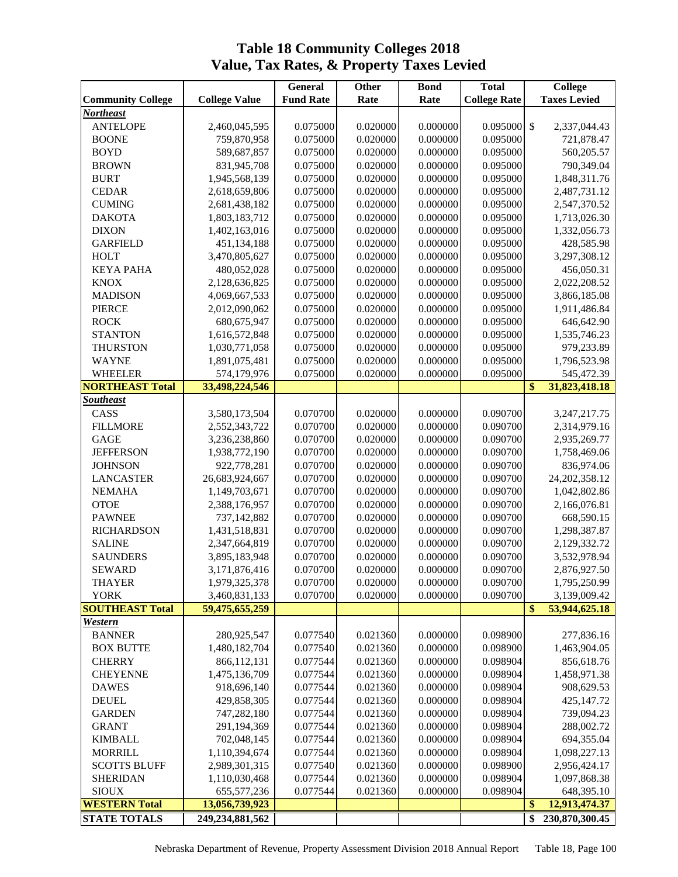# Table 18 Community Colleges 2018
## Value, Tax Rates, & Property Taxes Levied

| Community College | College Value | General Fund Rate | Other Rate | Bond Rate | Total College Rate | College Taxes Levied |
|---|---|---|---|---|---|---|
| ***Northeast*** | | | | | | |
| ANTELOPE | 2,460,045,595 | 0.075000 | 0.020000 | 0.000000 | 0.095000 | $ 2,337,044.43 |
| BOONE | 759,870,958 | 0.075000 | 0.020000 | 0.000000 | 0.095000 | 721,878.47 |
| BOYD | 589,687,857 | 0.075000 | 0.020000 | 0.000000 | 0.095000 | 560,205.57 |
| BROWN | 831,945,708 | 0.075000 | 0.020000 | 0.000000 | 0.095000 | 790,349.04 |
| BURT | 1,945,568,139 | 0.075000 | 0.020000 | 0.000000 | 0.095000 | 1,848,311.76 |
| CEDAR | 2,618,659,806 | 0.075000 | 0.020000 | 0.000000 | 0.095000 | 2,487,731.12 |
| CUMING | 2,681,438,182 | 0.075000 | 0.020000 | 0.000000 | 0.095000 | 2,547,370.52 |
| DAKOTA | 1,803,183,712 | 0.075000 | 0.020000 | 0.000000 | 0.095000 | 1,713,026.30 |
| DIXON | 1,402,163,016 | 0.075000 | 0.020000 | 0.000000 | 0.095000 | 1,332,056.73 |
| GARFIELD | 451,134,188 | 0.075000 | 0.020000 | 0.000000 | 0.095000 | 428,585.98 |
| HOLT | 3,470,805,627 | 0.075000 | 0.020000 | 0.000000 | 0.095000 | 3,297,308.12 |
| KEYA PAHA | 480,052,028 | 0.075000 | 0.020000 | 0.000000 | 0.095000 | 456,050.31 |
| KNOX | 2,128,636,825 | 0.075000 | 0.020000 | 0.000000 | 0.095000 | 2,022,208.52 |
| MADISON | 4,069,667,533 | 0.075000 | 0.020000 | 0.000000 | 0.095000 | 3,866,185.08 |
| PIERCE | 2,012,090,062 | 0.075000 | 0.020000 | 0.000000 | 0.095000 | 1,911,486.84 |
| ROCK | 680,675,947 | 0.075000 | 0.020000 | 0.000000 | 0.095000 | 646,642.90 |
| STANTON | 1,616,572,848 | 0.075000 | 0.020000 | 0.000000 | 0.095000 | 1,535,746.23 |
| THURSTON | 1,030,771,058 | 0.075000 | 0.020000 | 0.000000 | 0.095000 | 979,233.89 |
| WAYNE | 1,891,075,481 | 0.075000 | 0.020000 | 0.000000 | 0.095000 | 1,796,523.98 |
| WHEELER | 574,179,976 | 0.075000 | 0.020000 | 0.000000 | 0.095000 | 545,472.39 |
| **NORTHEAST Total** | **33,498,224,546** | | | | | **$ 31,823,418.18** |
| ***Southeast*** | | | | | | |
| CASS | 3,580,173,504 | 0.070700 | 0.020000 | 0.000000 | 0.090700 | 3,247,217.75 |
| FILLMORE | 2,552,343,722 | 0.070700 | 0.020000 | 0.000000 | 0.090700 | 2,314,979.16 |
| GAGE | 3,236,238,860 | 0.070700 | 0.020000 | 0.000000 | 0.090700 | 2,935,269.77 |
| JEFFERSON | 1,938,772,190 | 0.070700 | 0.020000 | 0.000000 | 0.090700 | 1,758,469.06 |
| JOHNSON | 922,778,281 | 0.070700 | 0.020000 | 0.000000 | 0.090700 | 836,974.06 |
| LANCASTER | 26,683,924,667 | 0.070700 | 0.020000 | 0.000000 | 0.090700 | 24,202,358.12 |
| NEMAHA | 1,149,703,671 | 0.070700 | 0.020000 | 0.000000 | 0.090700 | 1,042,802.86 |
| OTOE | 2,388,176,957 | 0.070700 | 0.020000 | 0.000000 | 0.090700 | 2,166,076.81 |
| PAWNEE | 737,142,882 | 0.070700 | 0.020000 | 0.000000 | 0.090700 | 668,590.15 |
| RICHARDSON | 1,431,518,831 | 0.070700 | 0.020000 | 0.000000 | 0.090700 | 1,298,387.87 |
| SALINE | 2,347,664,819 | 0.070700 | 0.020000 | 0.000000 | 0.090700 | 2,129,332.72 |
| SAUNDERS | 3,895,183,948 | 0.070700 | 0.020000 | 0.000000 | 0.090700 | 3,532,978.94 |
| SEWARD | 3,171,876,416 | 0.070700 | 0.020000 | 0.000000 | 0.090700 | 2,876,927.50 |
| THAYER | 1,979,325,378 | 0.070700 | 0.020000 | 0.000000 | 0.090700 | 1,795,250.99 |
| YORK | 3,460,831,133 | 0.070700 | 0.020000 | 0.000000 | 0.090700 | 3,139,009.42 |
| **SOUTHEAST Total** | **59,475,655,259** | | | | | **$ 53,944,625.18** |
| ***Western*** | | | | | | |
| BANNER | 280,925,547 | 0.077540 | 0.021360 | 0.000000 | 0.098900 | 277,836.16 |
| BOX BUTTE | 1,480,182,704 | 0.077540 | 0.021360 | 0.000000 | 0.098900 | 1,463,904.05 |
| CHERRY | 866,112,131 | 0.077544 | 0.021360 | 0.000000 | 0.098904 | 856,618.76 |
| CHEYENNE | 1,475,136,709 | 0.077544 | 0.021360 | 0.000000 | 0.098904 | 1,458,971.38 |
| DAWES | 918,696,140 | 0.077544 | 0.021360 | 0.000000 | 0.098904 | 908,629.53 |
| DEUEL | 429,858,305 | 0.077544 | 0.021360 | 0.000000 | 0.098904 | 425,147.72 |
| GARDEN | 747,282,180 | 0.077544 | 0.021360 | 0.000000 | 0.098904 | 739,094.23 |
| GRANT | 291,194,369 | 0.077544 | 0.021360 | 0.000000 | 0.098904 | 288,002.72 |
| KIMBALL | 702,048,145 | 0.077544 | 0.021360 | 0.000000 | 0.098904 | 694,355.04 |
| MORRILL | 1,110,394,674 | 0.077544 | 0.021360 | 0.000000 | 0.098904 | 1,098,227.13 |
| SCOTTS BLUFF | 2,989,301,315 | 0.077540 | 0.021360 | 0.000000 | 0.098900 | 2,956,424.17 |
| SHERIDAN | 1,110,030,468 | 0.077544 | 0.021360 | 0.000000 | 0.098904 | 1,097,868.38 |
| SIOUX | 655,577,236 | 0.077544 | 0.021360 | 0.000000 | 0.098904 | 648,395.10 |
| **WESTERN Total** | **13,056,739,923** | | | | | **$ 12,913,474.37** |
| **STATE TOTALS** | **249,234,881,562** | | | | | **$ 230,870,300.45** |

Nebraska Department of Revenue, Property Assessment Division 2018 Annual Report Table 18, Page 100